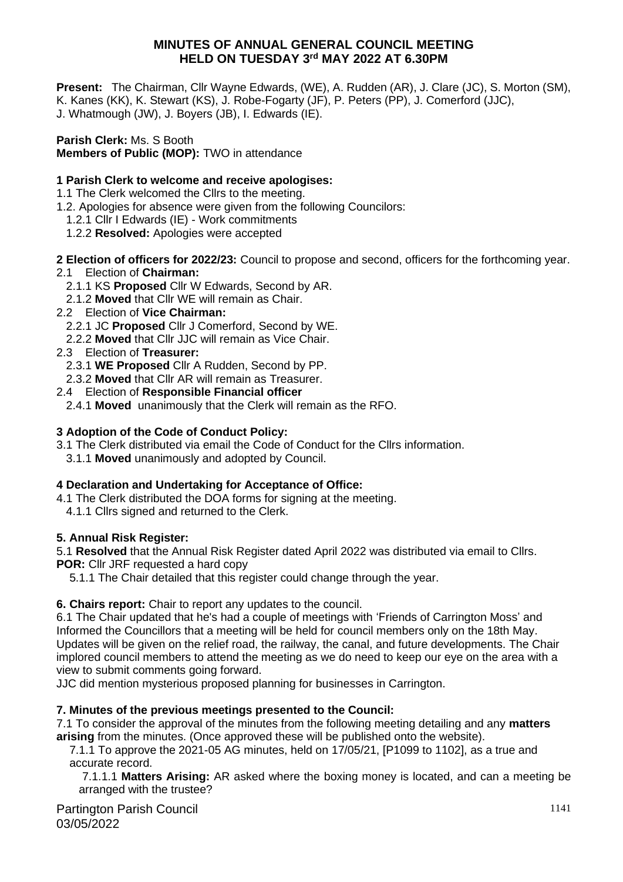**MINUTES OF ANNUAL GENERAL COUNCIL MEETING**
**HELD ON TUESDAY 3rd MAY 2022 AT 6.30PM**

**Present:** The Chairman, Cllr Wayne Edwards, (WE), A. Rudden (AR), J. Clare (JC), S. Morton (SM), K. Kanes (KK), K. Stewart (KS), J. Robe-Fogarty (JF), P. Peters (PP), J. Comerford (JJC), J. Whatmough (JW), J. Boyers (JB), I. Edwards (IE).

**Parish Clerk:** Ms. S Booth
**Members of Public (MOP):** TWO in attendance

**1 Parish Clerk to welcome and receive apologises:**

1.1 The Clerk welcomed the Cllrs to the meeting.
1.2. Apologies for absence were given from the following Councilors:
  1.2.1 Cllr I Edwards (IE) - Work commitments
  1.2.2 **Resolved:** Apologies were accepted

**2 Election of officers for 2022/23:** Council to propose and second, officers for the forthcoming year.

2.1 Election of **Chairman:**
  2.1.1 KS **Proposed** Cllr W Edwards, Second by AR.
  2.1.2 **Moved** that Cllr WE will remain as Chair.
2.2 Election of **Vice Chairman:**
  2.2.1 JC **Proposed** Cllr J Comerford, Second by WE.
  2.2.2 **Moved** that Cllr JJC will remain as Vice Chair.
2.3 Election of **Treasurer:**
  2.3.1 **WE Proposed** Cllr A Rudden, Second by PP.
  2.3.2 **Moved** that Cllr AR will remain as Treasurer.
2.4 Election of **Responsible Financial officer**
  2.4.1 **Moved** unanimously that the Clerk will remain as the RFO.

**3 Adoption of the Code of Conduct Policy:**

3.1 The Clerk distributed via email the Code of Conduct for the Cllrs information.
  3.1.1 **Moved** unanimously and adopted by Council.

**4 Declaration and Undertaking for Acceptance of Office:**

4.1 The Clerk distributed the DOA forms for signing at the meeting.
  4.1.1 Cllrs signed and returned to the Clerk.

**5. Annual Risk Register:**

5.1 **Resolved** that the Annual Risk Register dated April 2022 was distributed via email to Cllrs.
**POR:** Cllr JRF requested a hard copy
  5.1.1 The Chair detailed that this register could change through the year.

**6. Chairs report:** Chair to report any updates to the council.

6.1 The Chair updated that he's had a couple of meetings with 'Friends of Carrington Moss' and Informed the Councillors that a meeting will be held for council members only on the 18th May. Updates will be given on the relief road, the railway, the canal, and future developments. The Chair implored council members to attend the meeting as we do need to keep our eye on the area with a view to submit comments going forward.
JJC did mention mysterious proposed planning for businesses in Carrington.

**7. Minutes of the previous meetings presented to the Council:**

7.1 To consider the approval of the minutes from the following meeting detailing and any **matters arising** from the minutes. (Once approved these will be published onto the website).
  7.1.1 To approve the 2021-05 AG minutes, held on 17/05/21, [P1099 to 1102], as a true and accurate record.
    7.1.1.1 **Matters Arising:** AR asked where the boxing money is located, and can a meeting be arranged with the trustee?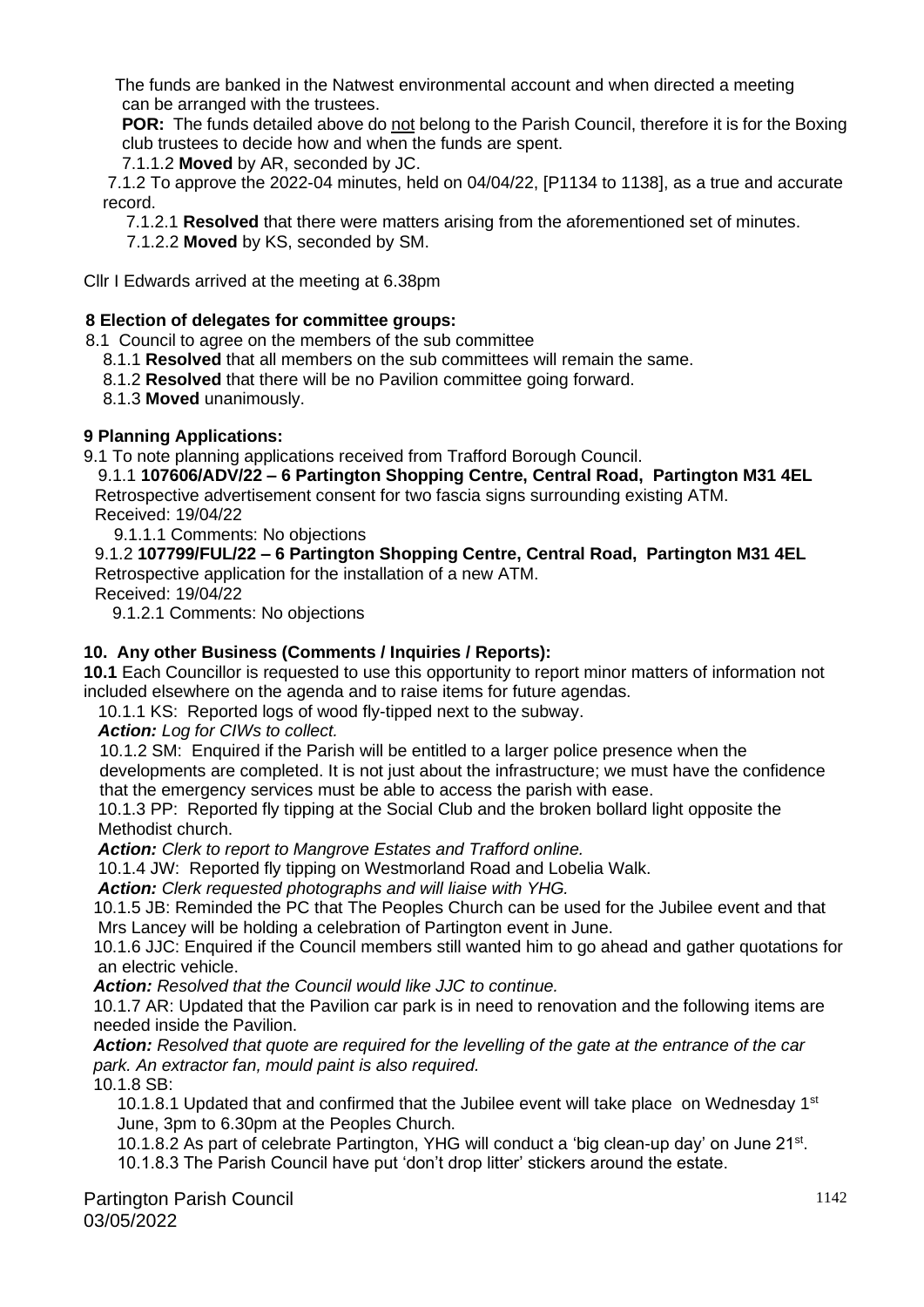The funds are banked in the Natwest environmental account and when directed a meeting can be arranged with the trustees.

**POR:** The funds detailed above do not belong to the Parish Council, therefore it is for the Boxing club trustees to decide how and when the funds are spent.

7.1.1.2 **Moved** by AR, seconded by JC.

7.1.2 To approve the 2022-04 minutes, held on 04/04/22, [P1134 to 1138], as a true and accurate record.

7.1.2.1 **Resolved** that there were matters arising from the aforementioned set of minutes.

7.1.2.2 **Moved** by KS, seconded by SM.

Cllr I Edwards arrived at the meeting at 6.38pm

**8 Election of delegates for committee groups:**

8.1 Council to agree on the members of the sub committee

8.1.1 **Resolved** that all members on the sub committees will remain the same.

8.1.2 **Resolved** that there will be no Pavilion committee going forward.

8.1.3 **Moved** unanimously.

**9 Planning Applications:**

9.1 To note planning applications received from Trafford Borough Council.

9.1.1 **107606/ADV/22 – 6 Partington Shopping Centre, Central Road, Partington M31 4EL**
Retrospective advertisement consent for two fascia signs surrounding existing ATM.
Received: 19/04/22

9.1.1.1 Comments: No objections

9.1.2 **107799/FUL/22 – 6 Partington Shopping Centre, Central Road, Partington M31 4EL**
Retrospective application for the installation of a new ATM.
Received: 19/04/22

9.1.2.1 Comments: No objections

**10. Any other Business (Comments / Inquiries / Reports):**

**10.1** Each Councillor is requested to use this opportunity to report minor matters of information not included elsewhere on the agenda and to raise items for future agendas.

10.1.1 KS: Reported logs of wood fly-tipped next to the subway.

***Action:*** *Log for CIWs to collect.*

10.1.2 SM: Enquired if the Parish will be entitled to a larger police presence when the developments are completed. It is not just about the infrastructure; we must have the confidence that the emergency services must be able to access the parish with ease.

10.1.3 PP: Reported fly tipping at the Social Club and the broken bollard light opposite the Methodist church.

***Action:*** *Clerk to report to Mangrove Estates and Trafford online.*

10.1.4 JW: Reported fly tipping on Westmorland Road and Lobelia Walk.

***Action:*** *Clerk requested photographs and will liaise with YHG.*

10.1.5 JB: Reminded the PC that The Peoples Church can be used for the Jubilee event and that Mrs Lancey will be holding a celebration of Partington event in June.

10.1.6 JJC: Enquired if the Council members still wanted him to go ahead and gather quotations for an electric vehicle.

***Action:*** *Resolved that the Council would like JJC to continue.*

10.1.7 AR: Updated that the Pavilion car park is in need to renovation and the following items are needed inside the Pavilion.

***Action:*** *Resolved that quote are required for the levelling of the gate at the entrance of the car park. An extractor fan, mould paint is also required.*

10.1.8 SB:

10.1.8.1 Updated that and confirmed that the Jubilee event will take place on Wednesday 1st June, 3pm to 6.30pm at the Peoples Church.

10.1.8.2 As part of celebrate Partington, YHG will conduct a 'big clean-up day' on June 21st.

10.1.8.3 The Parish Council have put 'don't drop litter' stickers around the estate.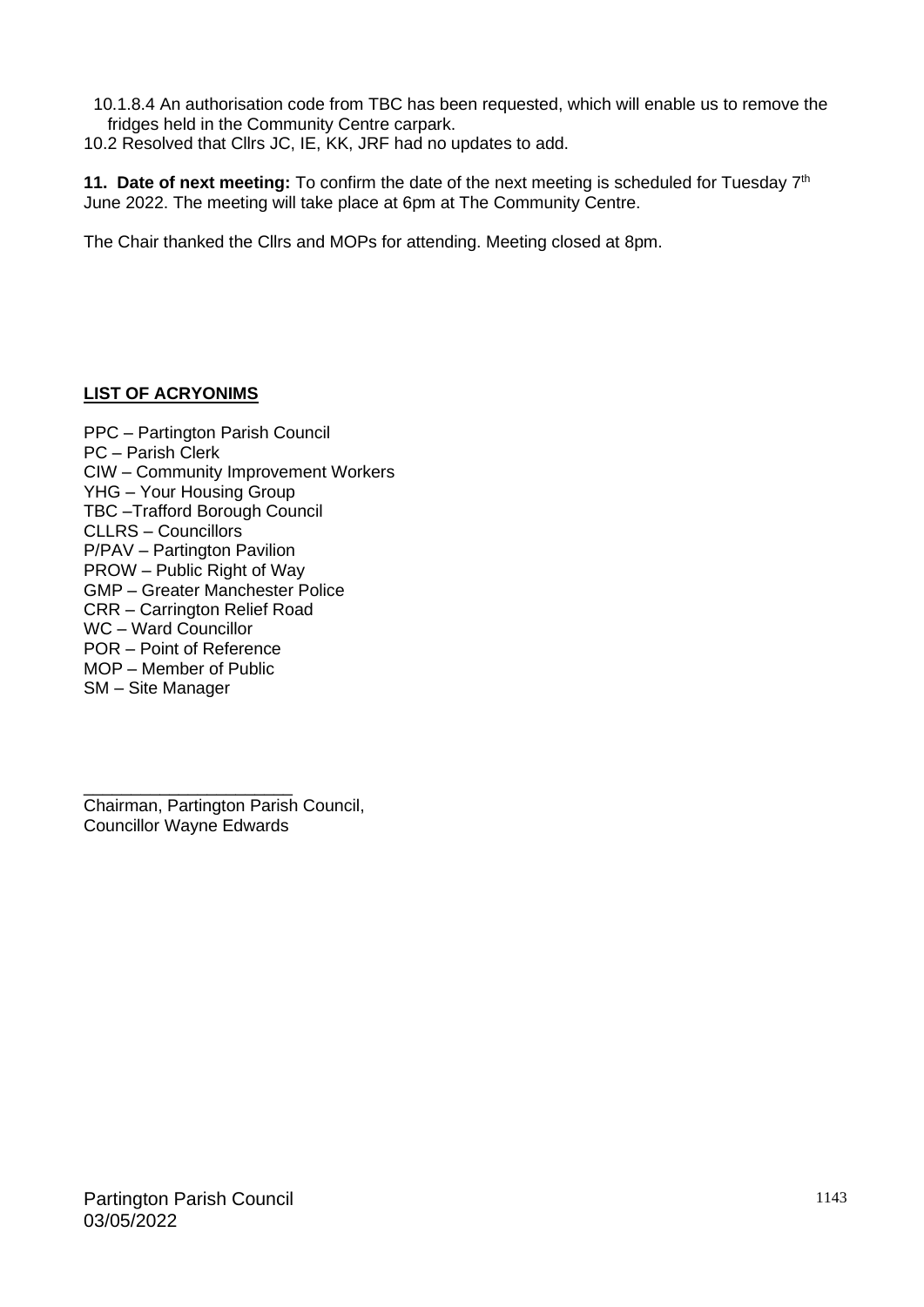10.1.8.4 An authorisation code from TBC has been requested, which will enable us to remove the fridges held in the Community Centre carpark.

10.2 Resolved that Cllrs JC, IE, KK, JRF had no updates to add.

**11. Date of next meeting:** To confirm the date of the next meeting is scheduled for Tuesday 7th June 2022. The meeting will take place at 6pm at The Community Centre.

The Chair thanked the Cllrs and MOPs for attending. Meeting closed at 8pm.

**LIST OF ACRYONIMS**

PPC – Partington Parish Council
PC – Parish Clerk
CIW – Community Improvement Workers
YHG – Your Housing Group
TBC –Trafford Borough Council
CLLRS – Councillors
P/PAV – Partington Pavilion
PROW – Public Right of Way
GMP – Greater Manchester Police
CRR – Carrington Relief Road
WC – Ward Councillor
POR – Point of Reference
MOP – Member of Public
SM – Site Manager

______________________
Chairman, Partington Parish Council,
Councillor Wayne Edwards